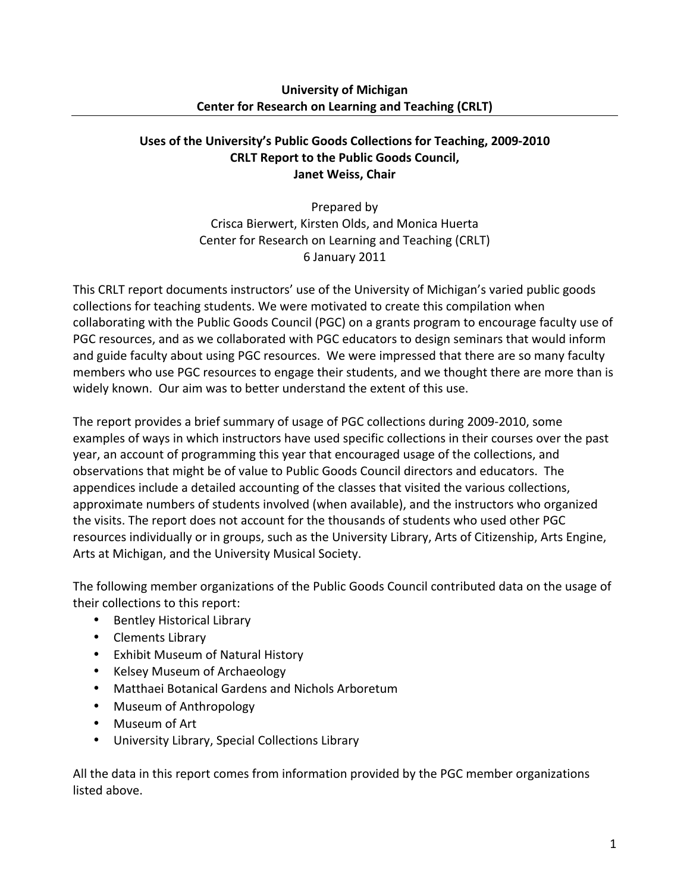**University of Michigan**
**Center for Research on Learning and Teaching (CRLT)**

---

# Uses of the University's Public Goods Collections for Teaching, 2009-2010
## CRLT Report to the Public Goods Council,
## Janet Weiss, Chair

Prepared by
Crisca Bierwert, Kirsten Olds, and Monica Huerta
Center for Research on Learning and Teaching (CRLT)
6 January 2011

This CRLT report documents instructors' use of the University of Michigan's varied public goods collections for teaching students. We were motivated to create this compilation when collaborating with the Public Goods Council (PGC) on a grants program to encourage faculty use of PGC resources, and as we collaborated with PGC educators to design seminars that would inform and guide faculty about using PGC resources. We were impressed that there are so many faculty members who use PGC resources to engage their students, and we thought there are more than is widely known. Our aim was to better understand the extent of this use.

The report provides a brief summary of usage of PGC collections during 2009-2010, some examples of ways in which instructors have used specific collections in their courses over the past year, an account of programming this year that encouraged usage of the collections, and observations that might be of value to Public Goods Council directors and educators. The appendices include a detailed accounting of the classes that visited the various collections, approximate numbers of students involved (when available), and the instructors who organized the visits. The report does not account for the thousands of students who used other PGC resources individually or in groups, such as the University Library, Arts of Citizenship, Arts Engine, Arts at Michigan, and the University Musical Society.

The following member organizations of the Public Goods Council contributed data on the usage of their collections to this report:

- Bentley Historical Library
- Clements Library
- Exhibit Museum of Natural History
- Kelsey Museum of Archaeology
- Matthaei Botanical Gardens and Nichols Arboretum
- Museum of Anthropology
- Museum of Art
- University Library, Special Collections Library

All the data in this report comes from information provided by the PGC member organizations listed above.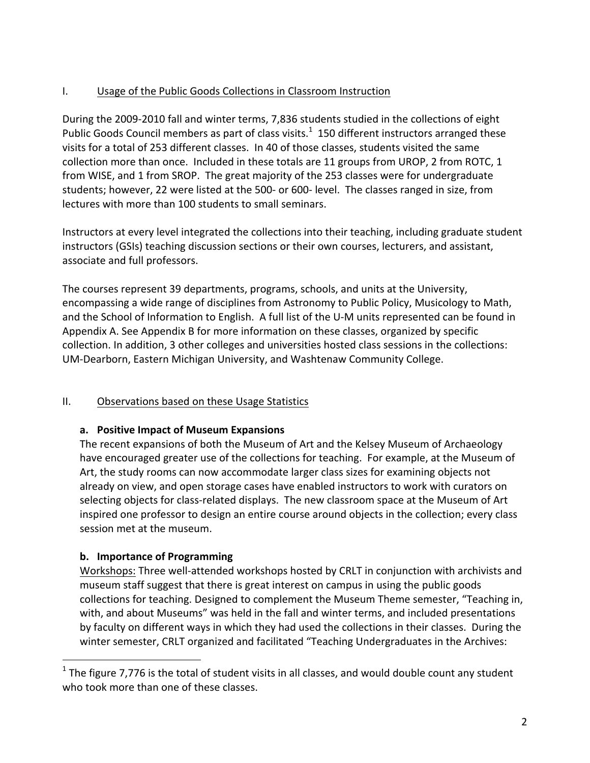## I. Usage of the Public Goods Collections in Classroom Instruction

During the 2009-2010 fall and winter terms, 7,836 students studied in the collections of eight Public Goods Council members as part of class visits.[1] 150 different instructors arranged these visits for a total of 253 different classes. In 40 of those classes, students visited the same collection more than once. Included in these totals are 11 groups from UROP, 2 from ROTC, 1 from WISE, and 1 from SROP. The great majority of the 253 classes were for undergraduate students; however, 22 were listed at the 500- or 600- level. The classes ranged in size, from lectures with more than 100 students to small seminars.

Instructors at every level integrated the collections into their teaching, including graduate student instructors (GSIs) teaching discussion sections or their own courses, lecturers, and assistant, associate and full professors.

The courses represent 39 departments, programs, schools, and units at the University, encompassing a wide range of disciplines from Astronomy to Public Policy, Musicology to Math, and the School of Information to English. A full list of the U-M units represented can be found in Appendix A. See Appendix B for more information on these classes, organized by specific collection. In addition, 3 other colleges and universities hosted class sessions in the collections: UM-Dearborn, Eastern Michigan University, and Washtenaw Community College.

## II. Observations based on these Usage Statistics

### a. Positive Impact of Museum Expansions

The recent expansions of both the Museum of Art and the Kelsey Museum of Archaeology have encouraged greater use of the collections for teaching. For example, at the Museum of Art, the study rooms can now accommodate larger class sizes for examining objects not already on view, and open storage cases have enabled instructors to work with curators on selecting objects for class-related displays. The new classroom space at the Museum of Art inspired one professor to design an entire course around objects in the collection; every class session met at the museum.

### b. Importance of Programming

Workshops: Three well-attended workshops hosted by CRLT in conjunction with archivists and museum staff suggest that there is great interest on campus in using the public goods collections for teaching. Designed to complement the Museum Theme semester, "Teaching in, with, and about Museums" was held in the fall and winter terms, and included presentations by faculty on different ways in which they had used the collections in their classes. During the winter semester, CRLT organized and facilitated "Teaching Undergraduates in the Archives:

---

[1] The figure 7,776 is the total of student visits in all classes, and would double count any student who took more than one of these classes.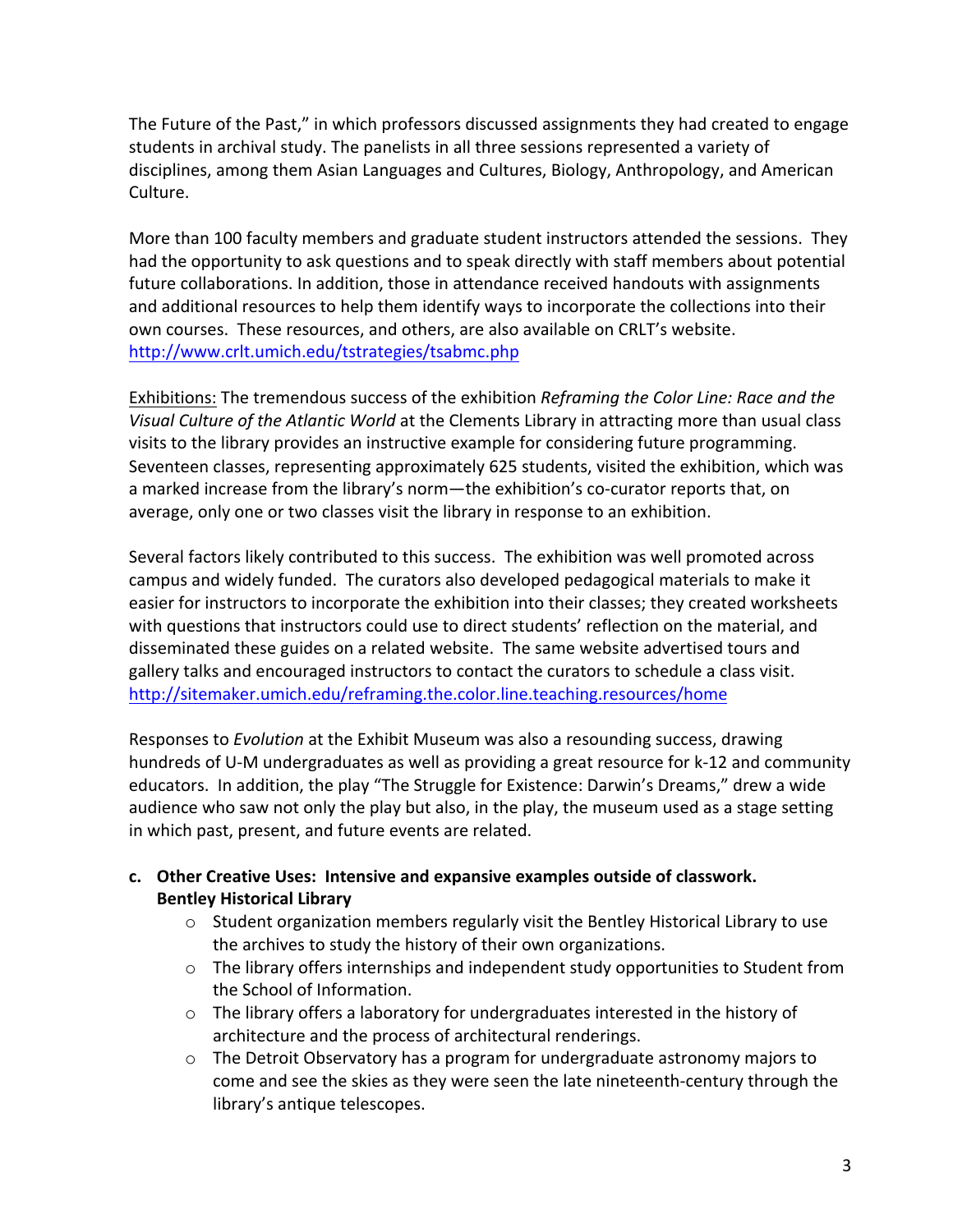The Future of the Past," in which professors discussed assignments they had created to engage students in archival study. The panelists in all three sessions represented a variety of disciplines, among them Asian Languages and Cultures, Biology, Anthropology, and American Culture.

More than 100 faculty members and graduate student instructors attended the sessions. They had the opportunity to ask questions and to speak directly with staff members about potential future collaborations. In addition, those in attendance received handouts with assignments and additional resources to help them identify ways to incorporate the collections into their own courses. These resources, and others, are also available on CRLT's website. http://www.crlt.umich.edu/tstrategies/tsabmc.php

Exhibitions: The tremendous success of the exhibition *Reframing the Color Line: Race and the Visual Culture of the Atlantic World* at the Clements Library in attracting more than usual class visits to the library provides an instructive example for considering future programming. Seventeen classes, representing approximately 625 students, visited the exhibition, which was a marked increase from the library's norm—the exhibition's co-curator reports that, on average, only one or two classes visit the library in response to an exhibition.

Several factors likely contributed to this success. The exhibition was well promoted across campus and widely funded. The curators also developed pedagogical materials to make it easier for instructors to incorporate the exhibition into their classes; they created worksheets with questions that instructors could use to direct students' reflection on the material, and disseminated these guides on a related website. The same website advertised tours and gallery talks and encouraged instructors to contact the curators to schedule a class visit. http://sitemaker.umich.edu/reframing.the.color.line.teaching.resources/home

Responses to *Evolution* at the Exhibit Museum was also a resounding success, drawing hundreds of U-M undergraduates as well as providing a great resource for k-12 and community educators. In addition, the play "The Struggle for Existence: Darwin's Dreams," drew a wide audience who saw not only the play but also, in the play, the museum used as a stage setting in which past, present, and future events are related.

**c. Other Creative Uses: Intensive and expansive examples outside of classwork.**
**Bentley Historical Library**

- Student organization members regularly visit the Bentley Historical Library to use the archives to study the history of their own organizations.
- The library offers internships and independent study opportunities to Student from the School of Information.
- The library offers a laboratory for undergraduates interested in the history of architecture and the process of architectural renderings.
- The Detroit Observatory has a program for undergraduate astronomy majors to come and see the skies as they were seen the late nineteenth-century through the library's antique telescopes.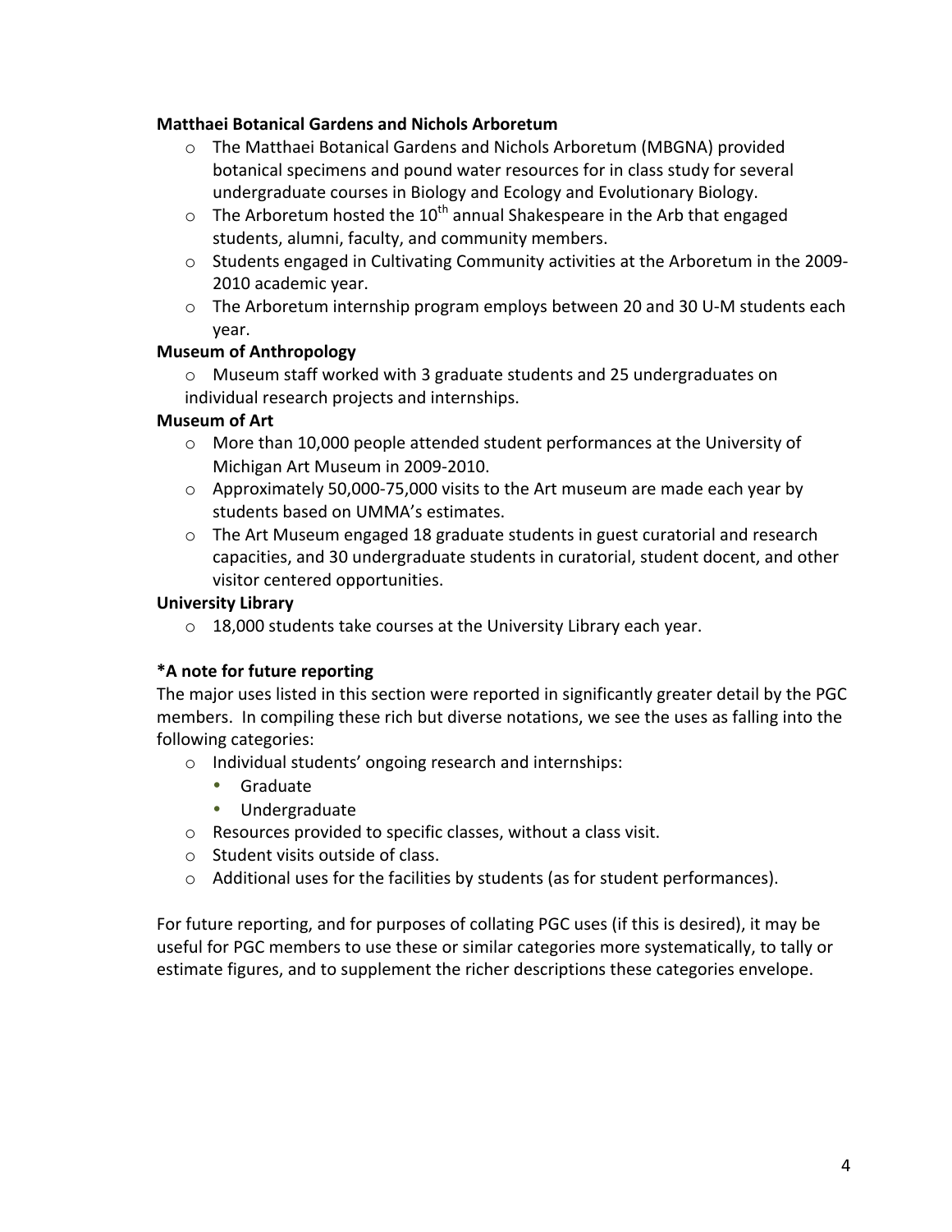**Matthaei Botanical Gardens and Nichols Arboretum**

- The Matthaei Botanical Gardens and Nichols Arboretum (MBGNA) provided botanical specimens and pound water resources for in class study for several undergraduate courses in Biology and Ecology and Evolutionary Biology.
- The Arboretum hosted the 10th annual Shakespeare in the Arb that engaged students, alumni, faculty, and community members.
- Students engaged in Cultivating Community activities at the Arboretum in the 2009-2010 academic year.
- The Arboretum internship program employs between 20 and 30 U-M students each year.

**Museum of Anthropology**

- Museum staff worked with 3 graduate students and 25 undergraduates on individual research projects and internships.

**Museum of Art**

- More than 10,000 people attended student performances at the University of Michigan Art Museum in 2009-2010.
- Approximately 50,000-75,000 visits to the Art museum are made each year by students based on UMMA's estimates.
- The Art Museum engaged 18 graduate students in guest curatorial and research capacities, and 30 undergraduate students in curatorial, student docent, and other visitor centered opportunities.

**University Library**

- 18,000 students take courses at the University Library each year.

**\*A note for future reporting**

The major uses listed in this section were reported in significantly greater detail by the PGC members. In compiling these rich but diverse notations, we see the uses as falling into the following categories:

- Individual students' ongoing research and internships:
  - Graduate
  - Undergraduate
- Resources provided to specific classes, without a class visit.
- Student visits outside of class.
- Additional uses for the facilities by students (as for student performances).

For future reporting, and for purposes of collating PGC uses (if this is desired), it may be useful for PGC members to use these or similar categories more systematically, to tally or estimate figures, and to supplement the richer descriptions these categories envelope.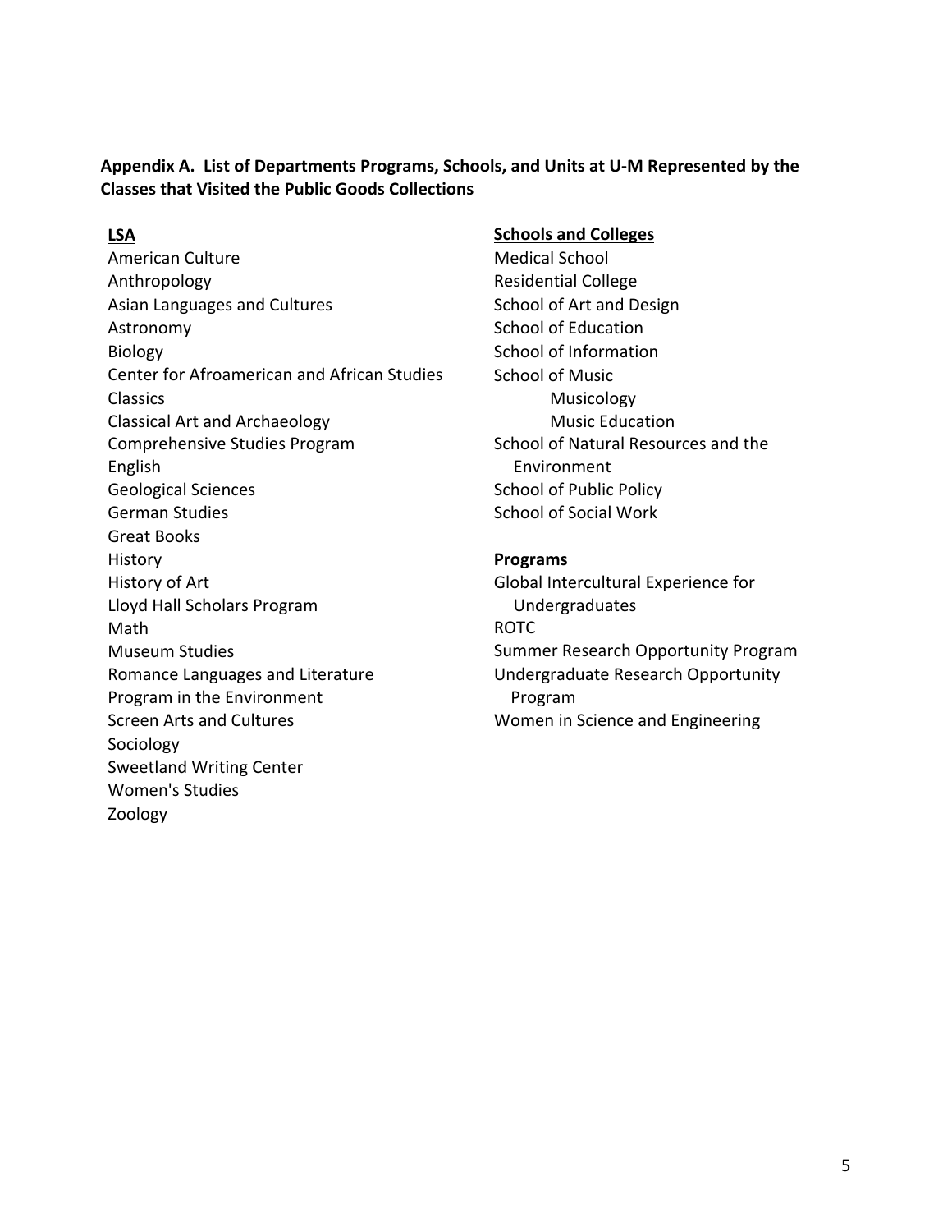**Appendix A. List of Departments Programs, Schools, and Units at U-M Represented by the Classes that Visited the Public Goods Collections**

**LSA**

American Culture
Anthropology
Asian Languages and Cultures
Astronomy
Biology
Center for Afroamerican and African Studies
Classics
Classical Art and Archaeology
Comprehensive Studies Program
English
Geological Sciences
German Studies
Great Books
History
History of Art
Lloyd Hall Scholars Program
Math
Museum Studies
Romance Languages and Literature
Program in the Environment
Screen Arts and Cultures
Sociology
Sweetland Writing Center
Women's Studies
Zoology

**Schools and Colleges**

Medical School
Residential College
School of Art and Design
School of Education
School of Information
School of Music
- Musicology
- Music Education

School of Natural Resources and the Environment
School of Public Policy
School of Social Work

**Programs**

Global Intercultural Experience for Undergraduates
ROTC
Summer Research Opportunity Program
Undergraduate Research Opportunity Program
Women in Science and Engineering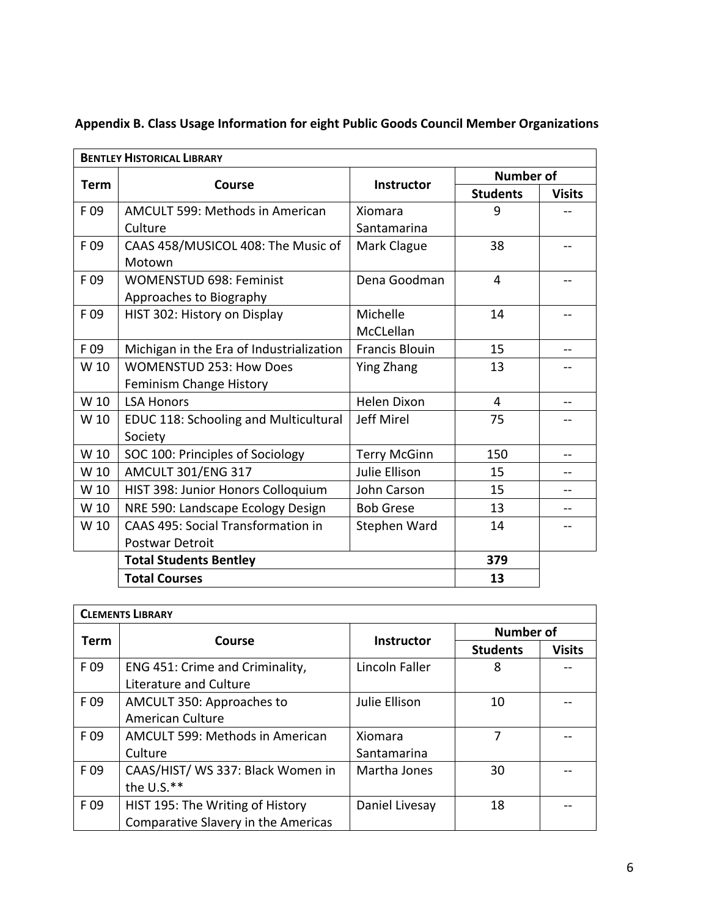**Appendix B. Class Usage Information for eight Public Goods Council Member Organizations**

| **BENTLEY HISTORICAL LIBRARY** | | | | |
|---|---|---|---|---|
| **Term** | **Course** | **Instructor** | **Number of** | |
| | | | **Students** | **Visits** |
| F 09 | AMCULT 599: Methods in American Culture | Xiomara Santamarina | 9 | -- |
| F 09 | CAAS 458/MUSICOL 408: The Music of Motown | Mark Clague | 38 | -- |
| F 09 | WOMENSTUD 698: Feminist Approaches to Biography | Dena Goodman | 4 | -- |
| F 09 | HIST 302: History on Display | Michelle McCLellan | 14 | -- |
| F 09 | Michigan in the Era of Industrialization | Francis Blouin | 15 | -- |
| W 10 | WOMENSTUD 253: How Does Feminism Change History | Ying Zhang | 13 | -- |
| W 10 | LSA Honors | Helen Dixon | 4 | -- |
| W 10 | EDUC 118: Schooling and Multicultural Society | Jeff Mirel | 75 | -- |
| W 10 | SOC 100: Principles of Sociology | Terry McGinn | 150 | -- |
| W 10 | AMCULT 301/ENG 317 | Julie Ellison | 15 | -- |
| W 10 | HIST 398: Junior Honors Colloquium | John Carson | 15 | -- |
| W 10 | NRE 590: Landscape Ecology Design | Bob Grese | 13 | -- |
| W 10 | CAAS 495: Social Transformation in Postwar Detroit | Stephen Ward | 14 | -- |
| | **Total Students Bentley** | | **379** | |
| | **Total Courses** | | **13** | |

| **CLEMENTS LIBRARY** | | | | |
|---|---|---|---|---|
| **Term** | **Course** | **Instructor** | **Number of** | |
| | | | **Students** | **Visits** |
| F 09 | ENG 451: Crime and Criminality, Literature and Culture | Lincoln Faller | 8 | -- |
| F 09 | AMCULT 350: Approaches to American Culture | Julie Ellison | 10 | -- |
| F 09 | AMCULT 599: Methods in American Culture | Xiomara Santamarina | 7 | -- |
| F 09 | CAAS/HIST/ WS 337: Black Women in the U.S.** | Martha Jones | 30 | -- |
| F 09 | HIST 195: The Writing of History Comparative Slavery in the Americas | Daniel Livesay | 18 | -- |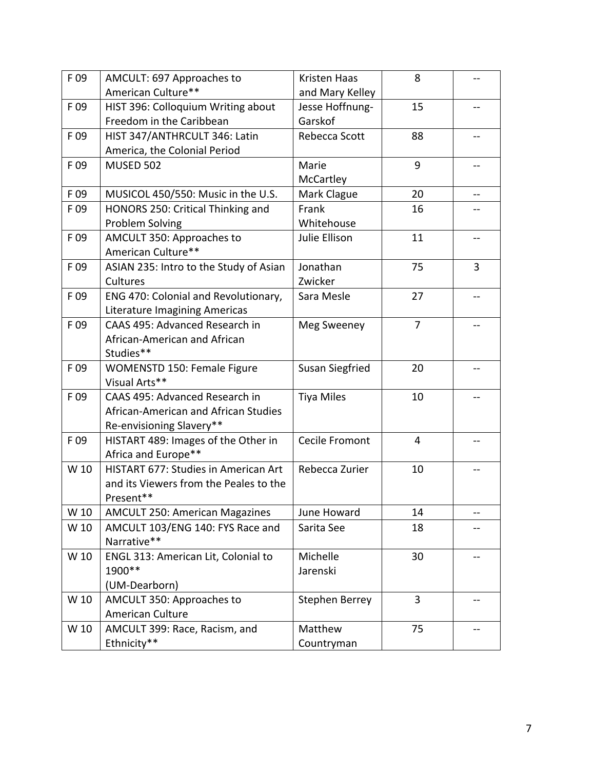| F 09 | AMCULT: 697 Approaches to American Culture** | Kristen Haas and Mary Kelley | 8 | -- |
|---|---|---|---|---|
| F 09 | HIST 396: Colloquium Writing about Freedom in the Caribbean | Jesse Hoffnung-Garskof | 15 | -- |
| F 09 | HIST 347/ANTHRCULT 346: Latin America, the Colonial Period | Rebecca Scott | 88 | -- |
| F 09 | MUSED 502 | Marie McCartley | 9 | -- |
| F 09 | MUSICOL 450/550: Music in the U.S. | Mark Clague | 20 | -- |
| F 09 | HONORS 250: Critical Thinking and Problem Solving | Frank Whitehouse | 16 | -- |
| F 09 | AMCULT 350: Approaches to American Culture** | Julie Ellison | 11 | -- |
| F 09 | ASIAN 235: Intro to the Study of Asian Cultures | Jonathan Zwicker | 75 | 3 |
| F 09 | ENG 470: Colonial and Revolutionary, Literature Imagining Americas | Sara Mesle | 27 | -- |
| F 09 | CAAS 495: Advanced Research in African-American and African Studies** | Meg Sweeney | 7 | -- |
| F 09 | WOMENSTD 150: Female Figure Visual Arts** | Susan Siegfried | 20 | -- |
| F 09 | CAAS 495: Advanced Research in African-American and African Studies Re-envisioning Slavery** | Tiya Miles | 10 | -- |
| F 09 | HISTART 489: Images of the Other in Africa and Europe** | Cecile Fromont | 4 | -- |
| W 10 | HISTART 677: Studies in American Art and its Viewers from the Peales to the Present** | Rebecca Zurier | 10 | -- |
| W 10 | AMCULT 250: American Magazines | June Howard | 14 | -- |
| W 10 | AMCULT 103/ENG 140: FYS Race and Narrative** | Sarita See | 18 | -- |
| W 10 | ENGL 313: American Lit, Colonial to 1900** (UM-Dearborn) | Michelle Jarenski | 30 | -- |
| W 10 | AMCULT 350: Approaches to American Culture | Stephen Berrey | 3 | -- |
| W 10 | AMCULT 399: Race, Racism, and Ethnicity** | Matthew Countryman | 75 | -- |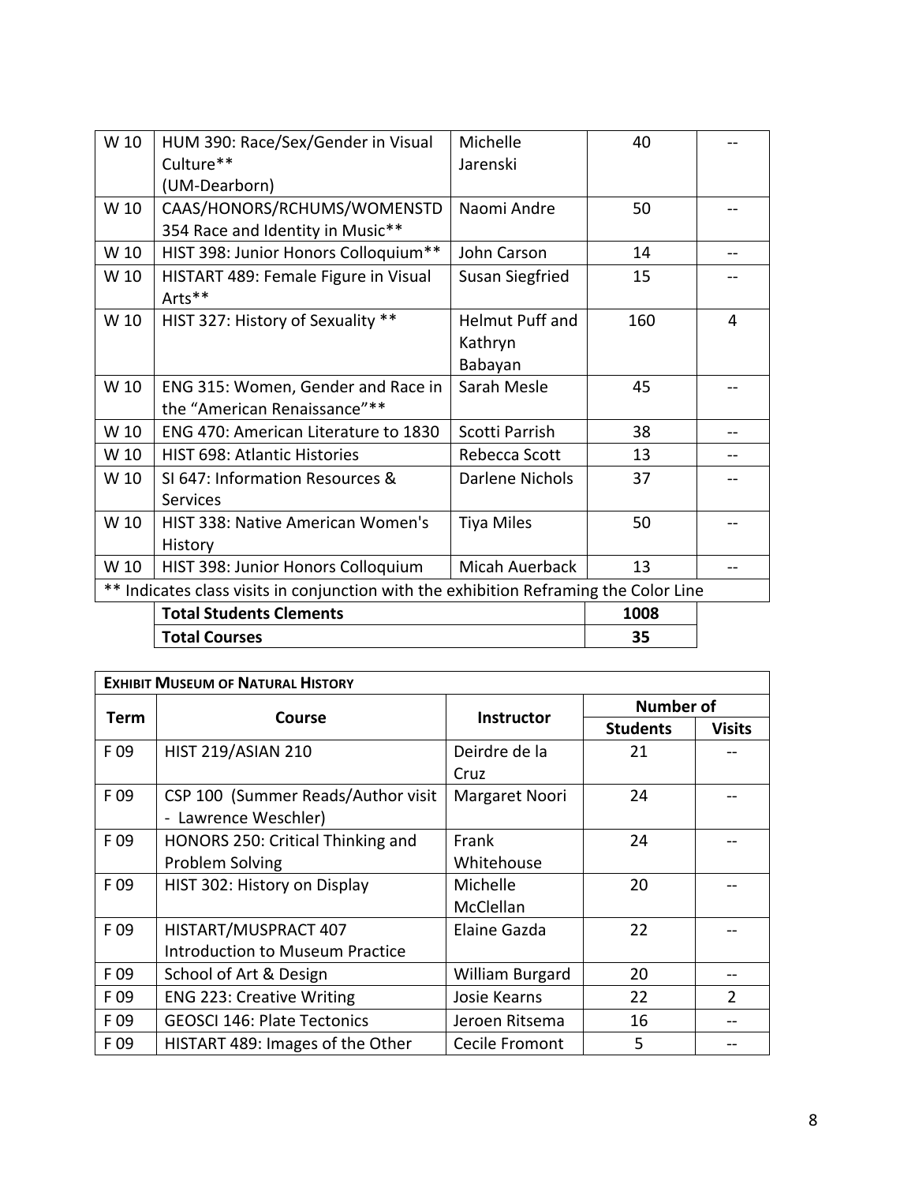| | | | | |
|---|---|---|---|---|
| W 10 | HUM 390: Race/Sex/Gender in Visual Culture** (UM-Dearborn) | Michelle Jarenski | 40 | -- |
| W 10 | CAAS/HONORS/RCHUMS/WOMENSTD 354 Race and Identity in Music** | Naomi Andre | 50 | -- |
| W 10 | HIST 398: Junior Honors Colloquium** | John Carson | 14 | -- |
| W 10 | HISTART 489: Female Figure in Visual Arts** | Susan Siegfried | 15 | -- |
| W 10 | HIST 327: History of Sexuality ** | Helmut Puff and Kathryn Babayan | 160 | 4 |
| W 10 | ENG 315: Women, Gender and Race in the "American Renaissance"** | Sarah Mesle | 45 | -- |
| W 10 | ENG 470: American Literature to 1830 | Scotti Parrish | 38 | -- |
| W 10 | HIST 698: Atlantic Histories | Rebecca Scott | 13 | -- |
| W 10 | SI 647: Information Resources & Services | Darlene Nichols | 37 | -- |
| W 10 | HIST 338: Native American Women's History | Tiya Miles | 50 | -- |
| W 10 | HIST 398: Junior Honors Colloquium | Micah Auerback | 13 | -- |
| ** Indicates class visits in conjunction with the exhibition Reframing the Color Line | | | | |
| | **Total Students Clements** | | **1008** | |
| | **Total Courses** | | **35** | |

| **EXHIBIT MUSEUM OF NATURAL HISTORY** | | | | |
|---|---|---|---|---|
| **Term** | **Course** | **Instructor** | **Number of** | |
| | | | **Students** | **Visits** |
| F 09 | HIST 219/ASIAN 210 | Deirdre de la Cruz | 21 | -- |
| F 09 | CSP 100 (Summer Reads/Author visit - Lawrence Weschler) | Margaret Noori | 24 | -- |
| F 09 | HONORS 250: Critical Thinking and Problem Solving | Frank Whitehouse | 24 | -- |
| F 09 | HIST 302: History on Display | Michelle McClellan | 20 | -- |
| F 09 | HISTART/MUSPRACT 407 Introduction to Museum Practice | Elaine Gazda | 22 | -- |
| F 09 | School of Art & Design | William Burgard | 20 | -- |
| F 09 | ENG 223: Creative Writing | Josie Kearns | 22 | 2 |
| F 09 | GEOSCI 146: Plate Tectonics | Jeroen Ritsema | 16 | -- |
| F 09 | HISTART 489: Images of the Other | Cecile Fromont | 5 | -- |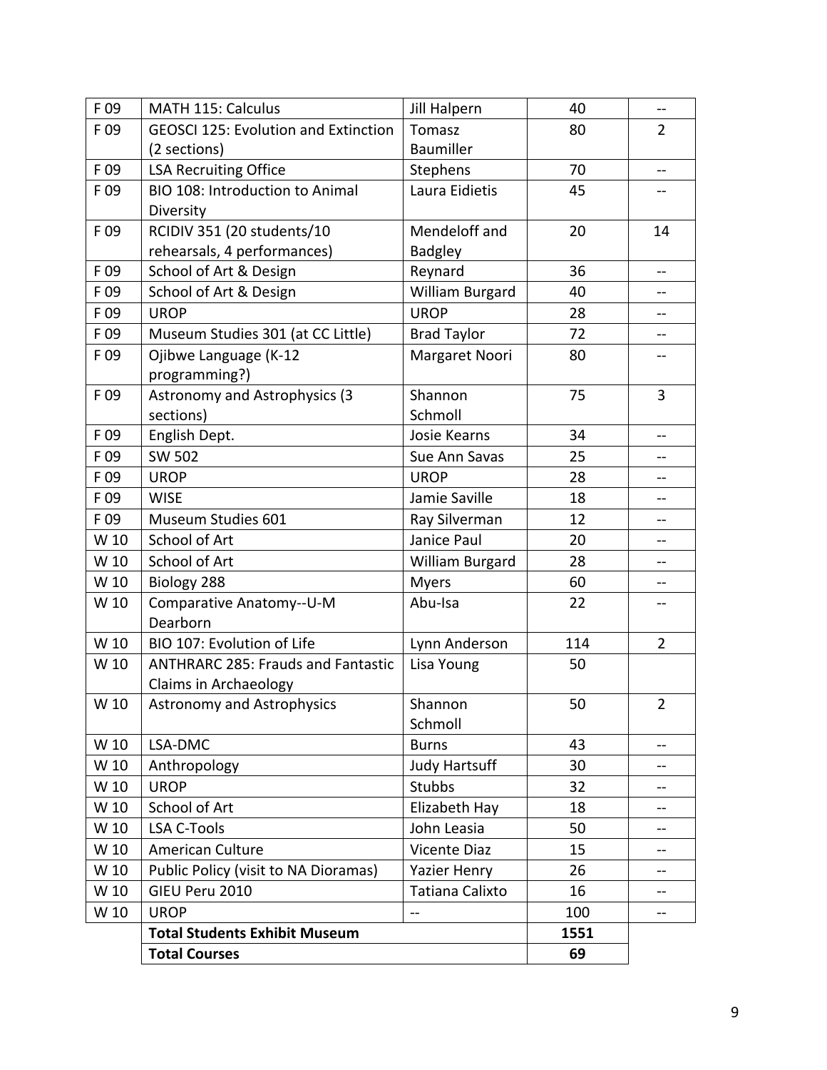| | | | | |
|---|---|---|---|---|
| F 09 | MATH 115: Calculus | Jill Halpern | 40 | -- |
| F 09 | GEOSCI 125: Evolution and Extinction (2 sections) | Tomasz Baumiller | 80 | 2 |
| F 09 | LSA Recruiting Office | Stephens | 70 | -- |
| F 09 | BIO 108: Introduction to Animal Diversity | Laura Eidietis | 45 | -- |
| F 09 | RCIDIV 351 (20 students/10 rehearsals, 4 performances) | Mendeloff and Badgley | 20 | 14 |
| F 09 | School of Art & Design | Reynard | 36 | -- |
| F 09 | School of Art & Design | William Burgard | 40 | -- |
| F 09 | UROP | UROP | 28 | -- |
| F 09 | Museum Studies 301 (at CC Little) | Brad Taylor | 72 | -- |
| F 09 | Ojibwe Language (K-12 programming?) | Margaret Noori | 80 | -- |
| F 09 | Astronomy and Astrophysics (3 sections) | Shannon Schmoll | 75 | 3 |
| F 09 | English Dept. | Josie Kearns | 34 | -- |
| F 09 | SW 502 | Sue Ann Savas | 25 | -- |
| F 09 | UROP | UROP | 28 | -- |
| F 09 | WISE | Jamie Saville | 18 | -- |
| F 09 | Museum Studies 601 | Ray Silverman | 12 | -- |
| W 10 | School of Art | Janice Paul | 20 | -- |
| W 10 | School of Art | William Burgard | 28 | -- |
| W 10 | Biology 288 | Myers | 60 | -- |
| W 10 | Comparative Anatomy--U-M Dearborn | Abu-Isa | 22 | -- |
| W 10 | BIO 107: Evolution of Life | Lynn Anderson | 114 | 2 |
| W 10 | ANTHRARC 285: Frauds and Fantastic Claims in Archaeology | Lisa Young | 50 | |
| W 10 | Astronomy and Astrophysics | Shannon Schmoll | 50 | 2 |
| W 10 | LSA-DMC | Burns | 43 | -- |
| W 10 | Anthropology | Judy Hartsuff | 30 | -- |
| W 10 | UROP | Stubbs | 32 | -- |
| W 10 | School of Art | Elizabeth Hay | 18 | -- |
| W 10 | LSA C-Tools | John Leasia | 50 | -- |
| W 10 | American Culture | Vicente Diaz | 15 | -- |
| W 10 | Public Policy (visit to NA Dioramas) | Yazier Henry | 26 | -- |
| W 10 | GIEU Peru 2010 | Tatiana Calixto | 16 | -- |
| W 10 | UROP | -- | 100 | -- |
| | **Total Students Exhibit Museum** | | **1551** | |
| | **Total Courses** | | **69** | |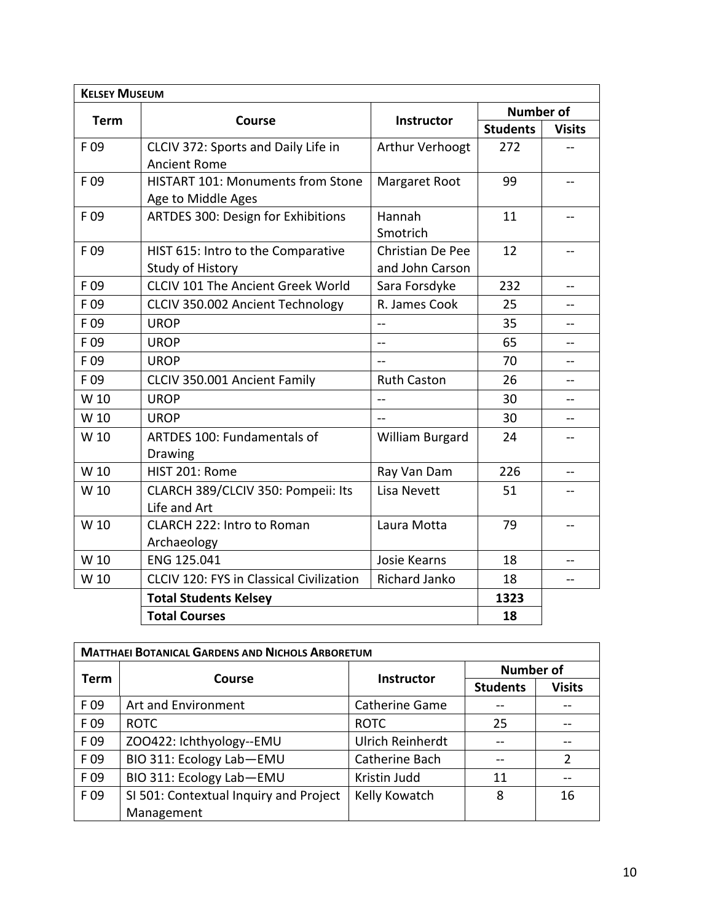| **KELSEY MUSEUM** | | | | |
|---|---|---|---|---|
| **Term** | **Course** | **Instructor** | **Number of** | |
| | | | **Students** | **Visits** |
| F 09 | CLCIV 372: Sports and Daily Life in Ancient Rome | Arthur Verhoogt | 272 | -- |
| F 09 | HISTART 101: Monuments from Stone Age to Middle Ages | Margaret Root | 99 | -- |
| F 09 | ARTDES 300: Design for Exhibitions | Hannah Smotrich | 11 | -- |
| F 09 | HIST 615: Intro to the Comparative Study of History | Christian De Pee and John Carson | 12 | -- |
| F 09 | CLCIV 101 The Ancient Greek World | Sara Forsdyke | 232 | -- |
| F 09 | CLCIV 350.002 Ancient Technology | R. James Cook | 25 | -- |
| F 09 | UROP | -- | 35 | -- |
| F 09 | UROP | -- | 65 | -- |
| F 09 | UROP | -- | 70 | -- |
| F 09 | CLCIV 350.001 Ancient Family | Ruth Caston | 26 | -- |
| W 10 | UROP | -- | 30 | -- |
| W 10 | UROP | -- | 30 | -- |
| W 10 | ARTDES 100: Fundamentals of Drawing | William Burgard | 24 | -- |
| W 10 | HIST 201: Rome | Ray Van Dam | 226 | -- |
| W 10 | CLARCH 389/CLCIV 350: Pompeii: Its Life and Art | Lisa Nevett | 51 | -- |
| W 10 | CLARCH 222: Intro to Roman Archaeology | Laura Motta | 79 | -- |
| W 10 | ENG 125.041 | Josie Kearns | 18 | -- |
| W 10 | CLCIV 120: FYS in Classical Civilization | Richard Janko | 18 | -- |
| | **Total Students Kelsey** | | **1323** | |
| | **Total Courses** | | **18** | |

| **MATTHAEI BOTANICAL GARDENS AND NICHOLS ARBORETUM** | | | | |
|---|---|---|---|---|
| **Term** | **Course** | **Instructor** | **Number of** | |
| | | | **Students** | **Visits** |
| F 09 | Art and Environment | Catherine Game | -- | -- |
| F 09 | ROTC | ROTC | 25 | -- |
| F 09 | ZOO422: Ichthyology--EMU | Ulrich Reinherdt | -- | -- |
| F 09 | BIO 311: Ecology Lab—EMU | Catherine Bach | -- | 2 |
| F 09 | BIO 311: Ecology Lab—EMU | Kristin Judd | 11 | -- |
| F 09 | SI 501: Contextual Inquiry and Project Management | Kelly Kowatch | 8 | 16 |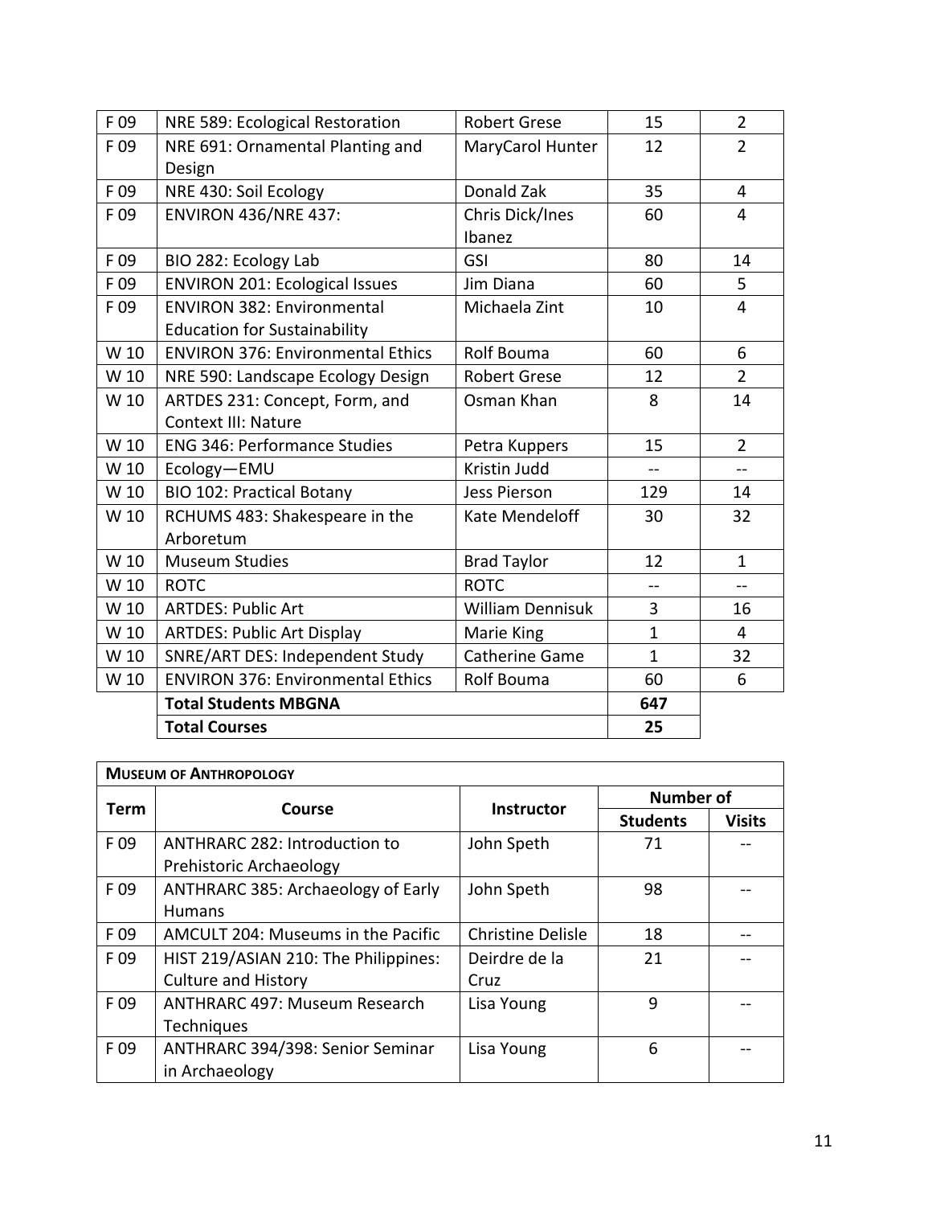| | | | | |
|---|---|---|---|---|
| F 09 | NRE 589: Ecological Restoration | Robert Grese | 15 | 2 |
| F 09 | NRE 691: Ornamental Planting and Design | MaryCarol Hunter | 12 | 2 |
| F 09 | NRE 430: Soil Ecology | Donald Zak | 35 | 4 |
| F 09 | ENVIRON 436/NRE 437: | Chris Dick/Ines Ibanez | 60 | 4 |
| F 09 | BIO 282: Ecology Lab | GSI | 80 | 14 |
| F 09 | ENVIRON 201: Ecological Issues | Jim Diana | 60 | 5 |
| F 09 | ENVIRON 382: Environmental Education for Sustainability | Michaela Zint | 10 | 4 |
| W 10 | ENVIRON 376: Environmental Ethics | Rolf Bouma | 60 | 6 |
| W 10 | NRE 590: Landscape Ecology Design | Robert Grese | 12 | 2 |
| W 10 | ARTDES 231: Concept, Form, and Context III: Nature | Osman Khan | 8 | 14 |
| W 10 | ENG 346: Performance Studies | Petra Kuppers | 15 | 2 |
| W 10 | Ecology—EMU | Kristin Judd | -- | -- |
| W 10 | BIO 102: Practical Botany | Jess Pierson | 129 | 14 |
| W 10 | RCHUMS 483: Shakespeare in the Arboretum | Kate Mendeloff | 30 | 32 |
| W 10 | Museum Studies | Brad Taylor | 12 | 1 |
| W 10 | ROTC | ROTC | -- | -- |
| W 10 | ARTDES: Public Art | William Dennisuk | 3 | 16 |
| W 10 | ARTDES: Public Art Display | Marie King | 1 | 4 |
| W 10 | SNRE/ART DES: Independent Study | Catherine Game | 1 | 32 |
| W 10 | ENVIRON 376: Environmental Ethics | Rolf Bouma | 60 | 6 |
| | **Total Students MBGNA** | | **647** | |
| | **Total Courses** | | **25** | |

| **Museum of Anthropology** | | | | |
|---|---|---|---|---|
| **Term** | **Course** | **Instructor** | **Number of** | |
| | | | **Students** | **Visits** |
| F 09 | ANTHRARC 282: Introduction to Prehistoric Archaeology | John Speth | 71 | -- |
| F 09 | ANTHRARC 385: Archaeology of Early Humans | John Speth | 98 | -- |
| F 09 | AMCULT 204: Museums in the Pacific | Christine Delisle | 18 | -- |
| F 09 | HIST 219/ASIAN 210: The Philippines: Culture and History | Deirdre de la Cruz | 21 | -- |
| F 09 | ANTHRARC 497: Museum Research Techniques | Lisa Young | 9 | -- |
| F 09 | ANTHRARC 394/398: Senior Seminar in Archaeology | Lisa Young | 6 | -- |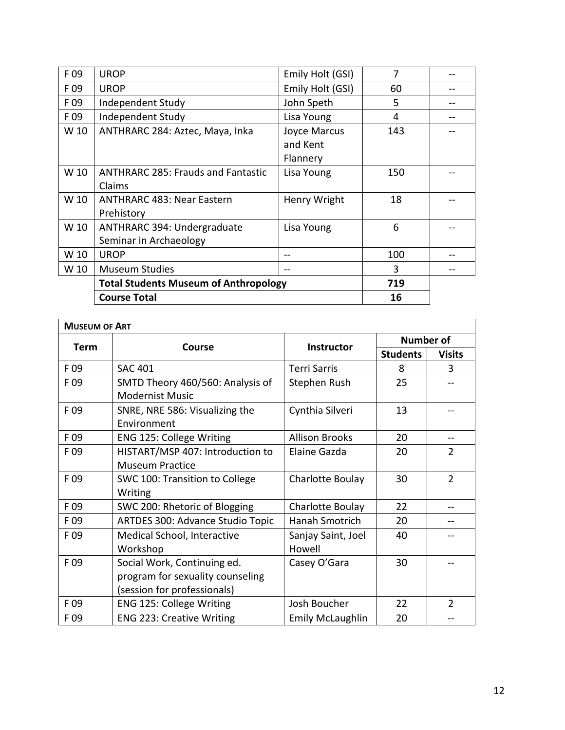| | | | | |
|---|---|---|---|---|
| F 09 | UROP | Emily Holt (GSI) | 7 | -- |
| F 09 | UROP | Emily Holt (GSI) | 60 | -- |
| F 09 | Independent Study | John Speth | 5 | -- |
| F 09 | Independent Study | Lisa Young | 4 | -- |
| W 10 | ANTHRARC 284: Aztec, Maya, Inka | Joyce Marcus and Kent Flannery | 143 | -- |
| W 10 | ANTHRARC 285: Frauds and Fantastic Claims | Lisa Young | 150 | -- |
| W 10 | ANTHRARC 483: Near Eastern Prehistory | Henry Wright | 18 | -- |
| W 10 | ANTHRARC 394: Undergraduate Seminar in Archaeology | Lisa Young | 6 | -- |
| W 10 | UROP | -- | 100 | -- |
| W 10 | Museum Studies | -- | 3 | -- |
| | **Total Students Museum of Anthropology** | | **719** | |
| | **Course Total** | | **16** | |

| **Museum of Art** | | | | |
|---|---|---|---|---|
| **Term** | **Course** | **Instructor** | **Number of** | |
| | | | **Students** | **Visits** |
| F 09 | SAC 401 | Terri Sarris | 8 | 3 |
| F 09 | SMTD Theory 460/560: Analysis of Modernist Music | Stephen Rush | 25 | -- |
| F 09 | SNRE, NRE 586: Visualizing the Environment | Cynthia Silveri | 13 | -- |
| F 09 | ENG 125: College Writing | Allison Brooks | 20 | -- |
| F 09 | HISTART/MSP 407: Introduction to Museum Practice | Elaine Gazda | 20 | 2 |
| F 09 | SWC 100: Transition to College Writing | Charlotte Boulay | 30 | 2 |
| F 09 | SWC 200: Rhetoric of Blogging | Charlotte Boulay | 22 | -- |
| F 09 | ARTDES 300: Advance Studio Topic | Hanah Smotrich | 20 | -- |
| F 09 | Medical School, Interactive Workshop | Sanjay Saint, Joel Howell | 40 | -- |
| F 09 | Social Work, Continuing ed. program for sexuality counseling (session for professionals) | Casey O'Gara | 30 | -- |
| F 09 | ENG 125: College Writing | Josh Boucher | 22 | 2 |
| F 09 | ENG 223: Creative Writing | Emily McLaughlin | 20 | -- |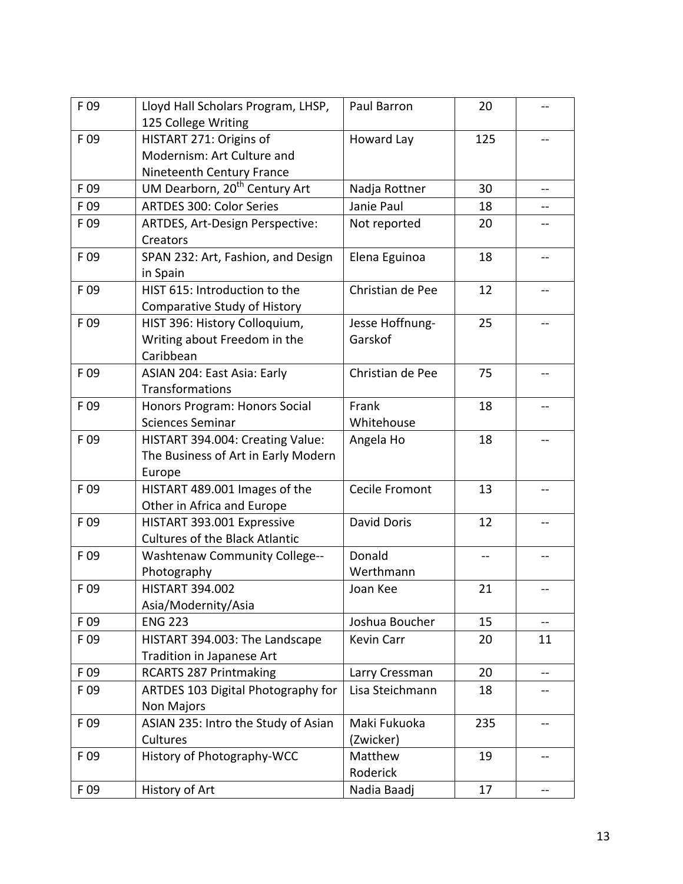| F 09 | Lloyd Hall Scholars Program, LHSP, 125 College Writing | Paul Barron | 20 | -- |
|---|---|---|---|---|
| F 09 | HISTART 271: Origins of Modernism: Art Culture and Nineteenth Century France | Howard Lay | 125 | -- |
| F 09 | UM Dearborn, 20th Century Art | Nadja Rottner | 30 | -- |
| F 09 | ARTDES 300: Color Series | Janie Paul | 18 | -- |
| F 09 | ARTDES, Art-Design Perspective: Creators | Not reported | 20 | -- |
| F 09 | SPAN 232: Art, Fashion, and Design in Spain | Elena Eguinoa | 18 | -- |
| F 09 | HIST 615: Introduction to the Comparative Study of History | Christian de Pee | 12 | -- |
| F 09 | HIST 396: History Colloquium, Writing about Freedom in the Caribbean | Jesse Hoffnung-Garskof | 25 | -- |
| F 09 | ASIAN 204: East Asia: Early Transformations | Christian de Pee | 75 | -- |
| F 09 | Honors Program: Honors Social Sciences Seminar | Frank Whitehouse | 18 | -- |
| F 09 | HISTART 394.004: Creating Value: The Business of Art in Early Modern Europe | Angela Ho | 18 | -- |
| F 09 | HISTART 489.001 Images of the Other in Africa and Europe | Cecile Fromont | 13 | -- |
| F 09 | HISTART 393.001 Expressive Cultures of the Black Atlantic | David Doris | 12 | -- |
| F 09 | Washtenaw Community College--Photography | Donald Werthmann | -- | -- |
| F 09 | HISTART 394.002 Asia/Modernity/Asia | Joan Kee | 21 | -- |
| F 09 | ENG 223 | Joshua Boucher | 15 | -- |
| F 09 | HISTART 394.003: The Landscape Tradition in Japanese Art | Kevin Carr | 20 | 11 |
| F 09 | RCARTS 287 Printmaking | Larry Cressman | 20 | -- |
| F 09 | ARTDES 103 Digital Photography for Non Majors | Lisa Steichmann | 18 | -- |
| F 09 | ASIAN 235: Intro the Study of Asian Cultures | Maki Fukuoka (Zwicker) | 235 | -- |
| F 09 | History of Photography-WCC | Matthew Roderick | 19 | -- |
| F 09 | History of Art | Nadia Baadj | 17 | -- |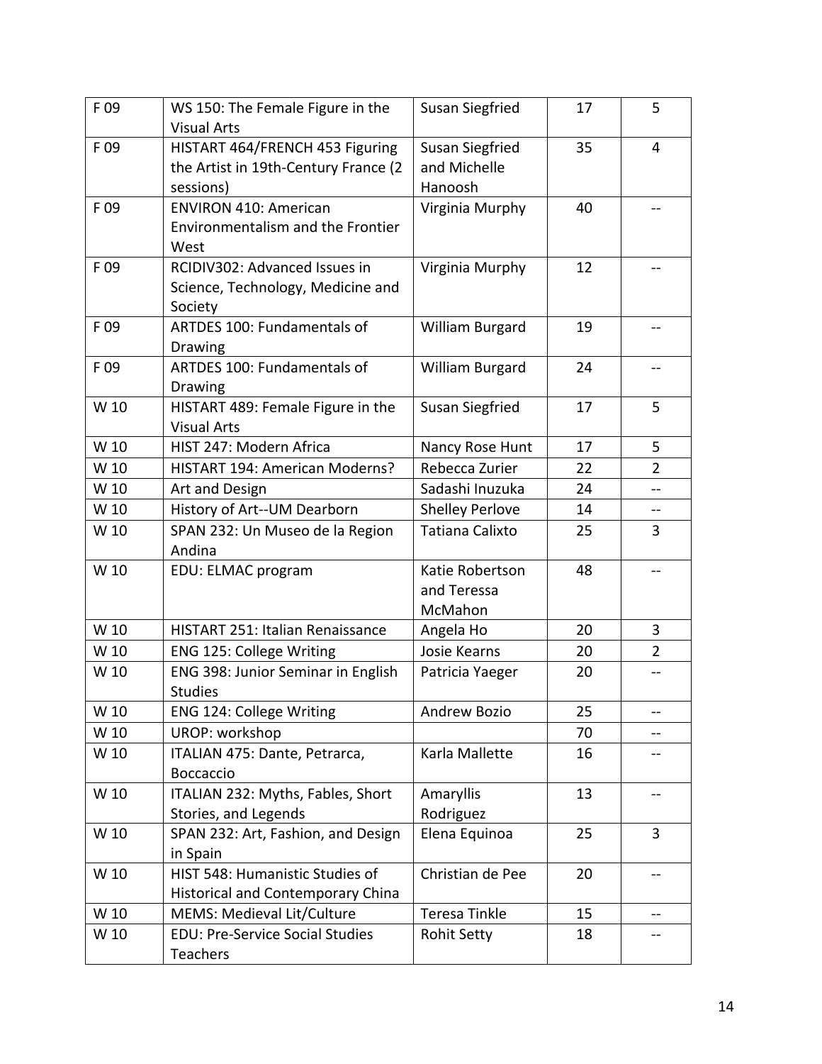| F 09 | WS 150: The Female Figure in the Visual Arts | Susan Siegfried | 17 | 5 |
|---|---|---|---|---|
| F 09 | HISTART 464/FRENCH 453 Figuring the Artist in 19th-Century France (2 sessions) | Susan Siegfried and Michelle Hanoosh | 35 | 4 |
| F 09 | ENVIRON 410: American Environmentalism and the Frontier West | Virginia Murphy | 40 | -- |
| F 09 | RCIDIV302: Advanced Issues in Science, Technology, Medicine and Society | Virginia Murphy | 12 | -- |
| F 09 | ARTDES 100: Fundamentals of Drawing | William Burgard | 19 | -- |
| F 09 | ARTDES 100: Fundamentals of Drawing | William Burgard | 24 | -- |
| W 10 | HISTART 489: Female Figure in the Visual Arts | Susan Siegfried | 17 | 5 |
| W 10 | HIST 247: Modern Africa | Nancy Rose Hunt | 17 | 5 |
| W 10 | HISTART 194: American Moderns? | Rebecca Zurier | 22 | 2 |
| W 10 | Art and Design | Sadashi Inuzuka | 24 | -- |
| W 10 | History of Art--UM Dearborn | Shelley Perlove | 14 | -- |
| W 10 | SPAN 232: Un Museo de la Region Andina | Tatiana Calixto | 25 | 3 |
| W 10 | EDU: ELMAC program | Katie Robertson and Teressa McMahon | 48 | -- |
| W 10 | HISTART 251: Italian Renaissance | Angela Ho | 20 | 3 |
| W 10 | ENG 125: College Writing | Josie Kearns | 20 | 2 |
| W 10 | ENG 398: Junior Seminar in English Studies | Patricia Yaeger | 20 | -- |
| W 10 | ENG 124: College Writing | Andrew Bozio | 25 | -- |
| W 10 | UROP: workshop | | 70 | -- |
| W 10 | ITALIAN 475: Dante, Petrarca, Boccaccio | Karla Mallette | 16 | -- |
| W 10 | ITALIAN 232: Myths, Fables, Short Stories, and Legends | Amaryllis Rodriguez | 13 | -- |
| W 10 | SPAN 232: Art, Fashion, and Design in Spain | Elena Equinoa | 25 | 3 |
| W 10 | HIST 548: Humanistic Studies of Historical and Contemporary China | Christian de Pee | 20 | -- |
| W 10 | MEMS: Medieval Lit/Culture | Teresa Tinkle | 15 | -- |
| W 10 | EDU: Pre-Service Social Studies Teachers | Rohit Setty | 18 | -- |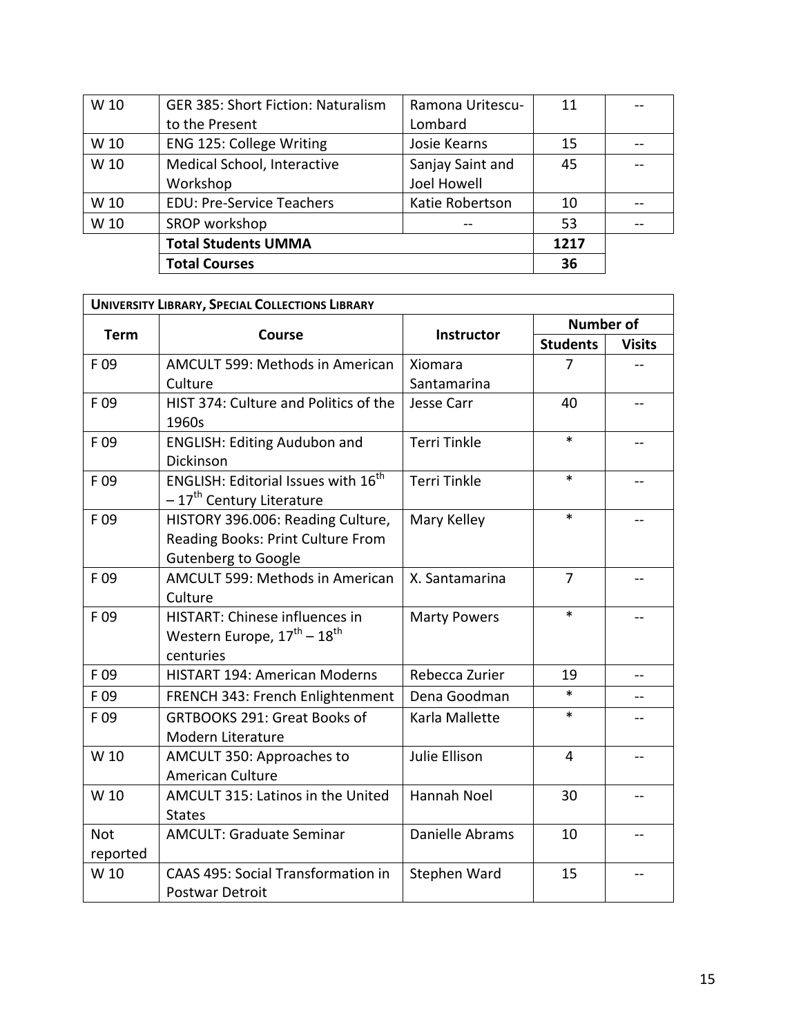| | | | | |
|---|---|---|---|---|
| W 10 | GER 385: Short Fiction: Naturalism to the Present | Ramona Uritescu-Lombard | 11 | -- |
| W 10 | ENG 125: College Writing | Josie Kearns | 15 | -- |
| W 10 | Medical School, Interactive Workshop | Sanjay Saint and Joel Howell | 45 | -- |
| W 10 | EDU: Pre-Service Teachers | Katie Robertson | 10 | -- |
| W 10 | SROP workshop | -- | 53 | -- |
| | **Total Students UMMA** | | **1217** | |
| | **Total Courses** | | **36** | |

| **UNIVERSITY LIBRARY, SPECIAL COLLECTIONS LIBRARY** | | | | |
|---|---|---|---|---|
| **Term** | **Course** | **Instructor** | **Number of** | |
| | | | **Students** | **Visits** |
| F 09 | AMCULT 599: Methods in American Culture | Xiomara Santamarina | 7 | -- |
| F 09 | HIST 374: Culture and Politics of the 1960s | Jesse Carr | 40 | -- |
| F 09 | ENGLISH: Editing Audubon and Dickinson | Terri Tinkle | * | -- |
| F 09 | ENGLISH: Editorial Issues with 16th – 17th Century Literature | Terri Tinkle | * | -- |
| F 09 | HISTORY 396.006: Reading Culture, Reading Books: Print Culture From Gutenberg to Google | Mary Kelley | * | -- |
| F 09 | AMCULT 599: Methods in American Culture | X. Santamarina | 7 | -- |
| F 09 | HISTART: Chinese influences in Western Europe, 17th – 18th centuries | Marty Powers | * | -- |
| F 09 | HISTART 194: American Moderns | Rebecca Zurier | 19 | -- |
| F 09 | FRENCH 343: French Enlightenment | Dena Goodman | * | -- |
| F 09 | GRTBOOKS 291: Great Books of Modern Literature | Karla Mallette | * | -- |
| W 10 | AMCULT 350: Approaches to American Culture | Julie Ellison | 4 | -- |
| W 10 | AMCULT 315: Latinos in the United States | Hannah Noel | 30 | -- |
| Not reported | AMCULT: Graduate Seminar | Danielle Abrams | 10 | -- |
| W 10 | CAAS 495: Social Transformation in Postwar Detroit | Stephen Ward | 15 | -- |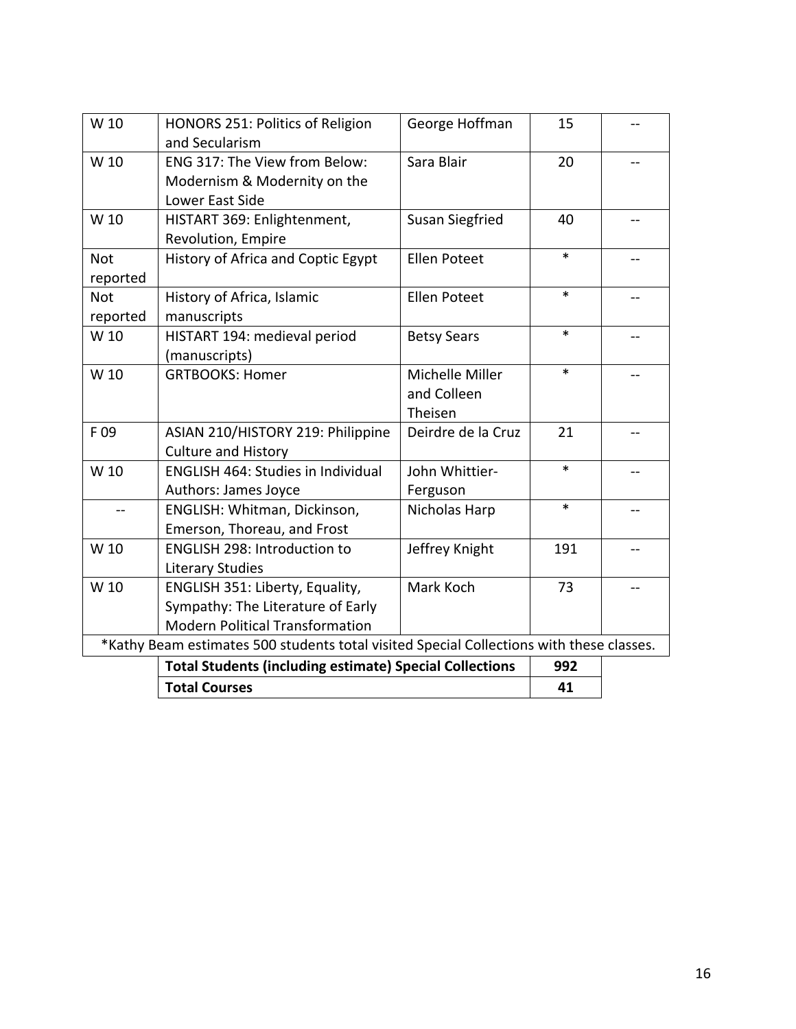| | | | | |
|---|---|---|---|---|
| W 10 | HONORS 251: Politics of Religion and Secularism | George Hoffman | 15 | -- |
| W 10 | ENG 317: The View from Below: Modernism & Modernity on the Lower East Side | Sara Blair | 20 | -- |
| W 10 | HISTART 369: Enlightenment, Revolution, Empire | Susan Siegfried | 40 | -- |
| Not reported | History of Africa and Coptic Egypt | Ellen Poteet | * | -- |
| Not reported | History of Africa, Islamic manuscripts | Ellen Poteet | * | -- |
| W 10 | HISTART 194: medieval period (manuscripts) | Betsy Sears | * | -- |
| W 10 | GRTBOOKS: Homer | Michelle Miller and Colleen Theisen | * | -- |
| F 09 | ASIAN 210/HISTORY 219: Philippine Culture and History | Deirdre de la Cruz | 21 | -- |
| W 10 | ENGLISH 464: Studies in Individual Authors: James Joyce | John Whittier-Ferguson | * | -- |
| -- | ENGLISH: Whitman, Dickinson, Emerson, Thoreau, and Frost | Nicholas Harp | * | -- |
| W 10 | ENGLISH 298: Introduction to Literary Studies | Jeffrey Knight | 191 | -- |
| W 10 | ENGLISH 351: Liberty, Equality, Sympathy: The Literature of Early Modern Political Transformation | Mark Koch | 73 | -- |
| *Kathy Beam estimates 500 students total visited Special Collections with these classes. | | | | |
| | **Total Students (including estimate) Special Collections** | | **992** | |
| | **Total Courses** | | **41** | |